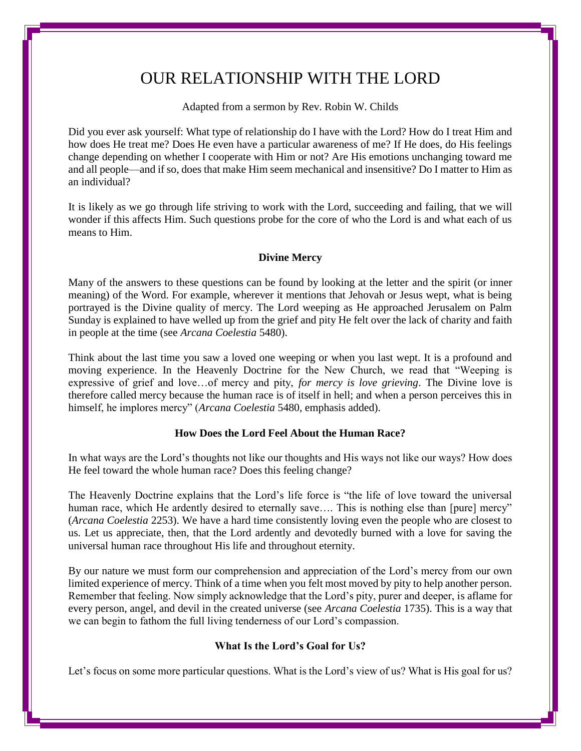# OUR RELATIONSHIP WITH THE LORD

Adapted from a sermon by Rev. Robin W. Childs

Did you ever ask yourself: What type of relationship do I have with the Lord? How do I treat Him and how does He treat me? Does He even have a particular awareness of me? If He does, do His feelings change depending on whether I cooperate with Him or not? Are His emotions unchanging toward me and all people—and if so, does that make Him seem mechanical and insensitive? Do I matter to Him as an individual?

It is likely as we go through life striving to work with the Lord, succeeding and failing, that we will wonder if this affects Him. Such questions probe for the core of who the Lord is and what each of us means to Him.

### Divine Mercy

Many of the answers to these questions can be found by looking at the letter and the spirit (or inner meaning) of the Word. For example, wherever it mentions that Jehovah or Jesus wept, what is being portrayed is the Divine quality of mercy. The Lord weeping as He approached Jerusalem on Palm Sunday is explained to have welled up from the grief and pity He felt over the lack of charity and faith in people at the time (see *Arcana Coelestia* 5480).

Think about the last time you saw a loved one weeping or when you last wept. It is a profound and moving experience. In the Heavenly Doctrine for the New Church, we read that "Weeping is expressive of grief and love…of mercy and pity, *for mercy is love grieving*. The Divine love is therefore called mercy because the human race is of itself in hell; and when a person perceives this in himself, he implores mercy" (*Arcana Coelestia* 5480, emphasis added).

### How Does the Lord Feel About the Human Race?

In what ways are the Lord's thoughts not like our thoughts and His ways not like our ways? How does He feel toward the whole human race? Does this feeling change?

The Heavenly Doctrine explains that the Lord's life force is "the life of love toward the universal human race, which He ardently desired to eternally save…. This is nothing else than [pure] mercy" (*Arcana Coelestia* 2253). We have a hard time consistently loving even the people who are closest to us. Let us appreciate, then, that the Lord ardently and devotedly burned with a love for saving the universal human race throughout His life and throughout eternity.

By our nature we must form our comprehension and appreciation of the Lord's mercy from our own limited experience of mercy. Think of a time when you felt most moved by pity to help another person. Remember that feeling. Now simply acknowledge that the Lord's pity, purer and deeper, is aflame for every person, angel, and devil in the created universe (see *Arcana Coelestia* 1735). This is a way that we can begin to fathom the full living tenderness of our Lord's compassion.

### What Is the Lord's Goal for Us?

Let's focus on some more particular questions. What is the Lord's view of us? What is His goal for us?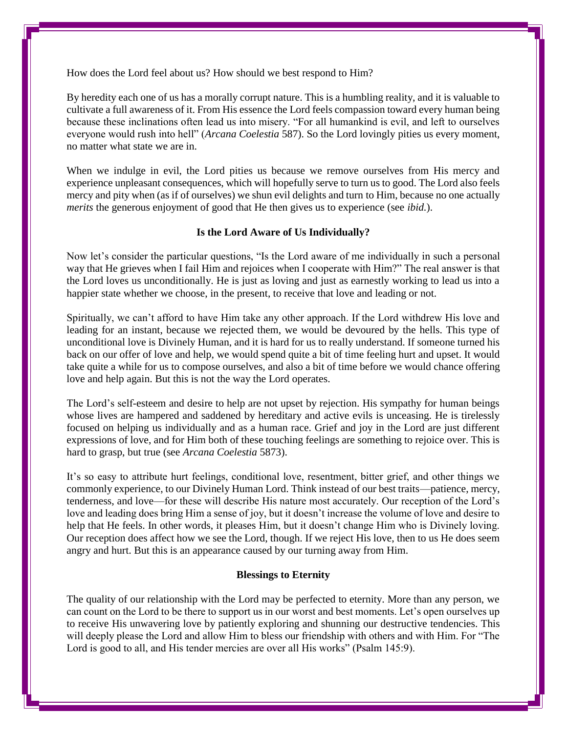How does the Lord feel about us? How should we best respond to Him?

By heredity each one of us has a morally corrupt nature. This is a humbling reality, and it is valuable to cultivate a full awareness of it. From His essence the Lord feels compassion toward every human being because these inclinations often lead us into misery. "For all humankind is evil, and left to ourselves everyone would rush into hell" (*Arcana Coelestia* 587). So the Lord lovingly pities us every moment, no matter what state we are in.

When we indulge in evil, the Lord pities us because we remove ourselves from His mercy and experience unpleasant consequences, which will hopefully serve to turn us to good. The Lord also feels mercy and pity when (as if of ourselves) we shun evil delights and turn to Him, because no one actually *merits* the generous enjoyment of good that He then gives us to experience (see *ibid.*).

### Is the Lord Aware of Us Individually?

Now let's consider the particular questions, "Is the Lord aware of me individually in such a personal way that He grieves when I fail Him and rejoices when I cooperate with Him?" The real answer is that the Lord loves us unconditionally. He is just as loving and just as earnestly working to lead us into a happier state whether we choose, in the present, to receive that love and leading or not.

Spiritually, we can't afford to have Him take any other approach. If the Lord withdrew His love and leading for an instant, because we rejected them, we would be devoured by the hells. This type of unconditional love is Divinely Human, and it is hard for us to really understand. If someone turned his back on our offer of love and help, we would spend quite a bit of time feeling hurt and upset. It would take quite a while for us to compose ourselves, and also a bit of time before we would chance offering love and help again. But this is not the way the Lord operates.

The Lord's self-esteem and desire to help are not upset by rejection. His sympathy for human beings whose lives are hampered and saddened by hereditary and active evils is unceasing. He is tirelessly focused on helping us individually and as a human race. Grief and joy in the Lord are just different expressions of love, and for Him both of these touching feelings are something to rejoice over. This is hard to grasp, but true (see *Arcana Coelestia* 5873).

It's so easy to attribute hurt feelings, conditional love, resentment, bitter grief, and other things we commonly experience, to our Divinely Human Lord. Think instead of our best traits—patience, mercy, tenderness, and love—for these will describe His nature most accurately. Our reception of the Lord's love and leading does bring Him a sense of joy, but it doesn't increase the volume of love and desire to help that He feels. In other words, it pleases Him, but it doesn't change Him who is Divinely loving. Our reception does affect how we see the Lord, though. If we reject His love, then to us He does seem angry and hurt. But this is an appearance caused by our turning away from Him.

### Blessings to Eternity

The quality of our relationship with the Lord may be perfected to eternity. More than any person, we can count on the Lord to be there to support us in our worst and best moments. Let's open ourselves up to receive His unwavering love by patiently exploring and shunning our destructive tendencies. This will deeply please the Lord and allow Him to bless our friendship with others and with Him. For "The Lord is good to all, and His tender mercies are over all His works" (Psalm 145:9).